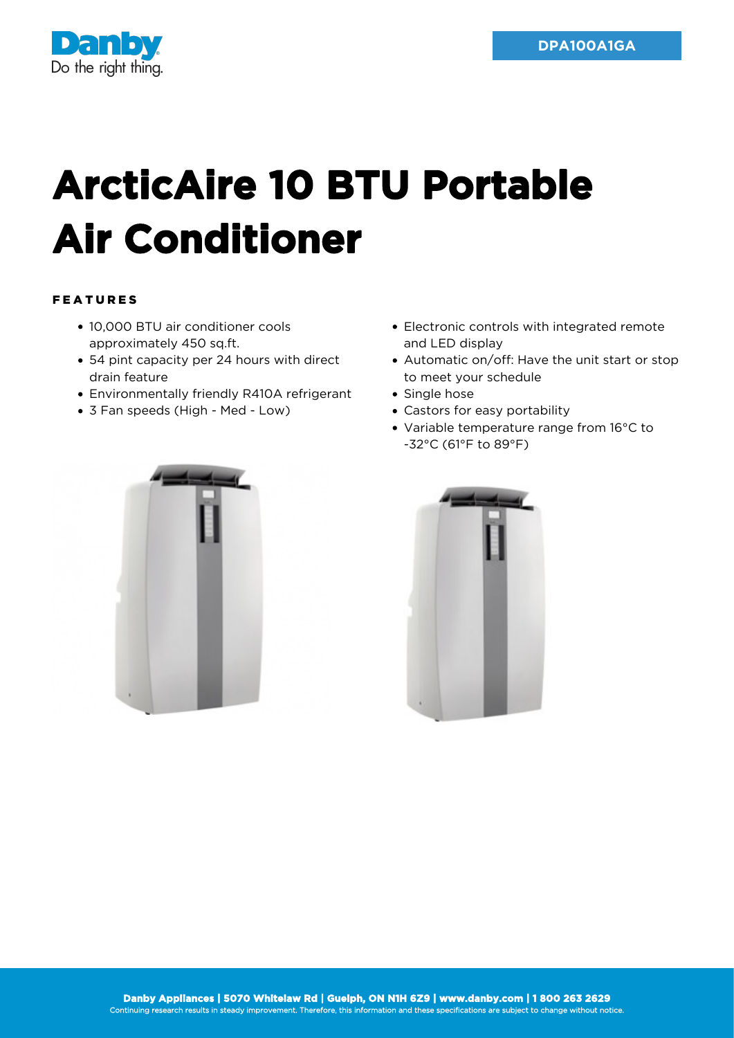Danby
Do the right thing.

DPA100A1GA

# ArcticAire 10 BTU Portable Air Conditioner

## FEATURES

- 10,000 BTU air conditioner cools approximately 450 sq.ft.
- 54 pint capacity per 24 hours with direct drain feature
- Environmentally friendly R410A refrigerant
- 3 Fan speeds (High - Med - Low)
- Electronic controls with integrated remote and LED display
- Automatic on/off: Have the unit start or stop to meet your schedule
- Single hose
- Castors for easy portability
- Variable temperature range from 16°C to -32°C (61°F to 89°F)

**Danby Appliances | 5070 Whitelaw Rd | Guelph, ON N1H 6Z9 | www.danby.com | 1 800 263 2629**
Continuing research results in steady improvement. Therefore, this information and these specifications are subject to change without notice.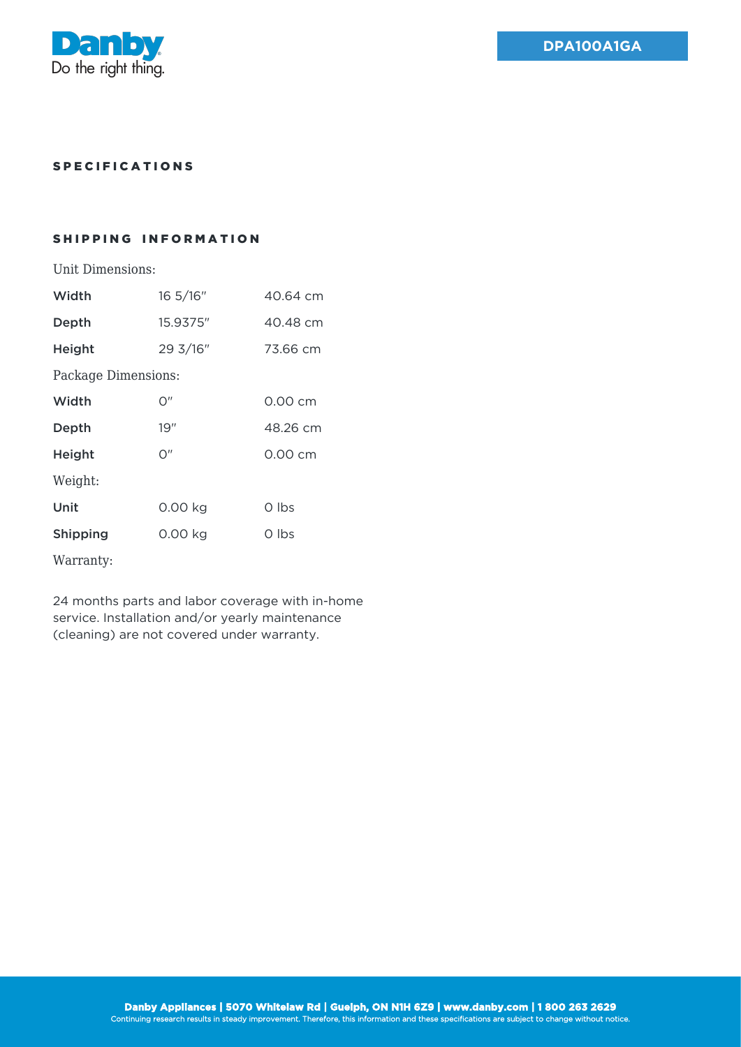DPA100A1GA

## SPECIFICATIONS

### SHIPPING INFORMATION

Unit Dimensions:

| | | |
|---|---|---|
| **Width** | 16 5/16" | 40.64 cm |
| **Depth** | 15.9375" | 40.48 cm |
| **Height** | 29 3/16" | 73.66 cm |

Package Dimensions:

| | | |
|---|---|---|
| **Width** | 0" | 0.00 cm |
| **Depth** | 19" | 48.26 cm |
| **Height** | 0" | 0.00 cm |

Weight:

| | | |
|---|---|---|
| **Unit** | 0.00 kg | 0 lbs |
| **Shipping** | 0.00 kg | 0 lbs |

Warranty:

24 months parts and labor coverage with in-home service. Installation and/or yearly maintenance (cleaning) are not covered under warranty.

**Danby Appliances | 5070 Whitelaw Rd | Guelph, ON N1H 6Z9 | www.danby.com | 1 800 263 2629**
Continuing research results in steady improvement. Therefore, this information and these specifications are subject to change without notice.